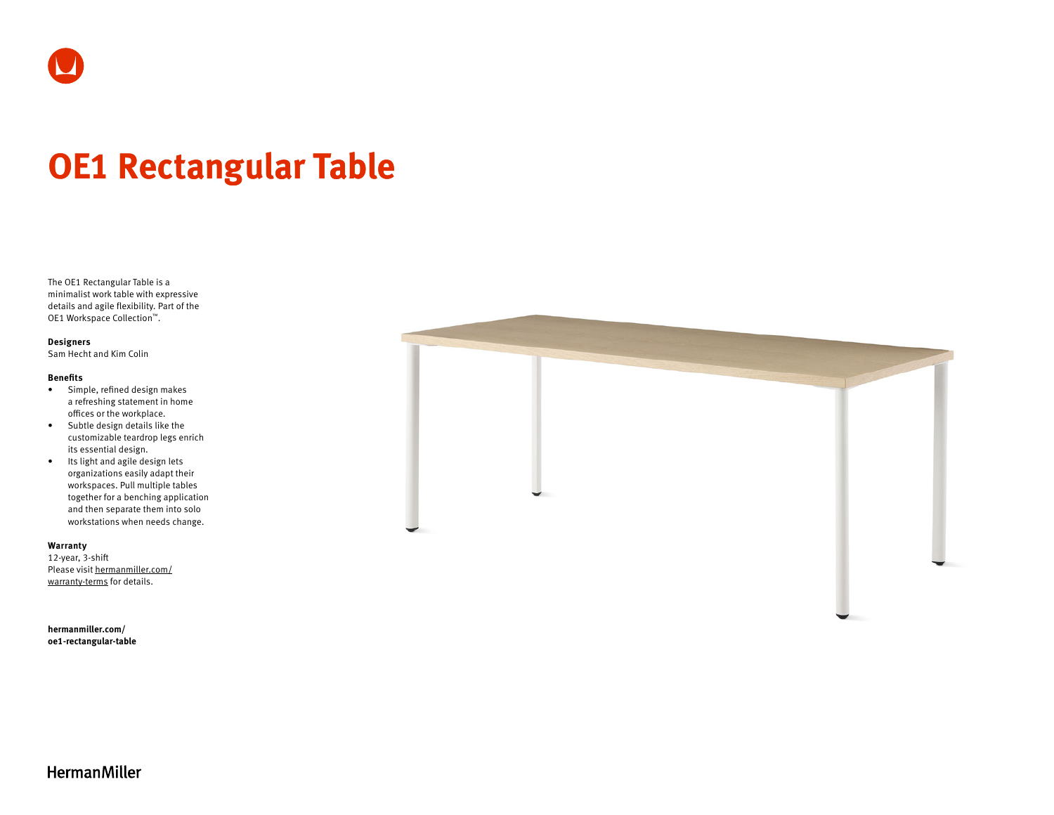# OE1 Rectangular Table

The OE1 Rectangular Table is a minimalist work table with expressive details and agile flexibility. Part of the OE1 Workspace Collection™.

**Designers**

Sam Hecht and Kim Colin

**Benefits**

- Simple, refined design makes a refreshing statement in home offices or the workplace.
- Subtle design details like the customizable teardrop legs enrich its essential design.
- Its light and agile design lets organizations easily adapt their workspaces. Pull multiple tables together for a benching application and then separate them into solo workstations when needs change.

**Warranty**

12-year, 3-shift

Please visit hermanmiller.com/warranty-terms for details.

**hermanmiller.com/oe1-rectangular-table**

HermanMiller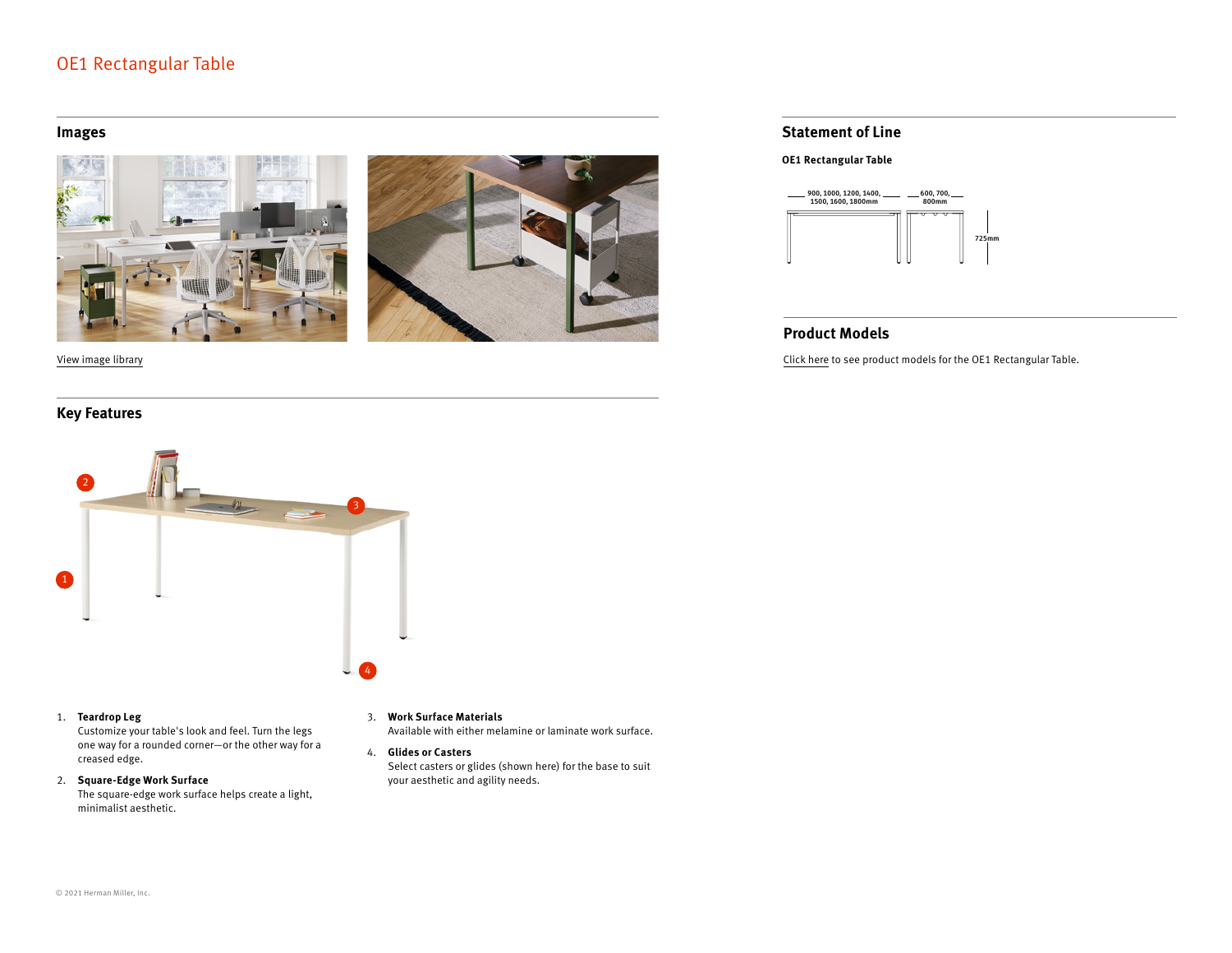# OE1 Rectangular Table

## Images

View image library

## Key Features

2

3

1

4

1. **Teardrop Leg**
   Customize your table's look and feel. Turn the legs one way for a rounded corner—or the other way for a creased edge.
2. **Square-Edge Work Surface**
   The square-edge work surface helps create a light, minimalist aesthetic.
3. **Work Surface Materials**
   Available with either melamine or laminate work surface.
4. **Glides or Casters**
   Select casters or glides (shown here) for the base to suit your aesthetic and agility needs.

## Statement of Line

**OE1 Rectangular Table**

900, 1000, 1200, 1400, 1500, 1600, 1800mm

600, 700, 800mm

725mm

## Product Models

Click here to see product models for the OE1 Rectangular Table.

© 2021 Herman Miller, Inc.